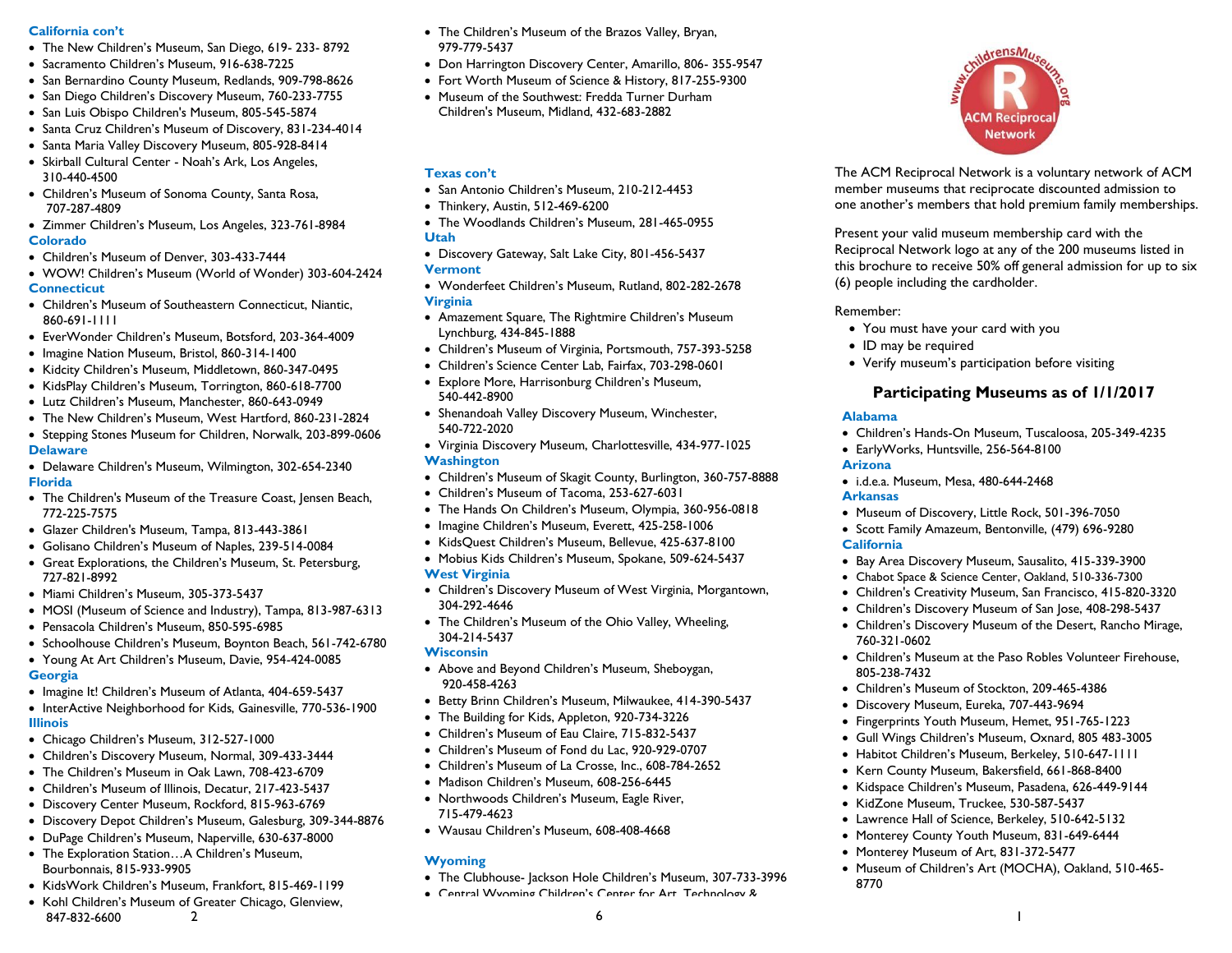### California con't

- The New Children's Museum, San Diego, 619- 233- 8792
- Sacramento Children's Museum, 916-638-7225
- San Bernardino County Museum, Redlands, 909-798-8626
- San Diego Children's Discovery Museum, 760-233-7755
- San Luis Obispo Children's Museum, 805-545-5874
- Santa Cruz Children's Museum of Discovery, 831-234-4014
- Santa Maria Valley Discovery Museum, 805-928-8414
- Skirball Cultural Center - Noah's Ark, Los Angeles, 310-440-4500
- Children's Museum of Sonoma County, Santa Rosa, 707-287-4809
- Zimmer Children's Museum, Los Angeles, 323-761-8984

### Colorado

- Children's Museum of Denver, 303-433-7444
- WOW! Children's Museum (World of Wonder) 303-604-2424

### Connecticut

- Children's Museum of Southeastern Connecticut, Niantic, 860-691-1111
- EverWonder Children's Museum, Botsford, 203-364-4009
- Imagine Nation Museum, Bristol, 860-314-1400
- Kidcity Children's Museum, Middletown, 860-347-0495
- KidsPlay Children's Museum, Torrington, 860-618-7700
- Lutz Children's Museum, Manchester, 860-643-0949
- The New Children's Museum, West Hartford, 860-231-2824
- Stepping Stones Museum for Children, Norwalk, 203-899-0606

### Delaware

- Delaware Children's Museum, Wilmington, 302-654-2340

### Florida

- The Children's Museum of the Treasure Coast, Jensen Beach, 772-225-7575
- Glazer Children's Museum, Tampa, 813-443-3861
- Golisano Children's Museum of Naples, 239-514-0084
- Great Explorations, the Children's Museum, St. Petersburg, 727-821-8992
- Miami Children's Museum, 305-373-5437
- MOSI (Museum of Science and Industry), Tampa, 813-987-6313
- Pensacola Children's Museum, 850-595-6985
- Schoolhouse Children's Museum, Boynton Beach, 561-742-6780
- Young At Art Children's Museum, Davie, 954-424-0085

### Georgia

- Imagine It! Children's Museum of Atlanta, 404-659-5437
- InterActive Neighborhood for Kids, Gainesville, 770-536-1900

### Illinois

- Chicago Children's Museum, 312-527-1000
- Children's Discovery Museum, Normal, 309-433-3444
- The Children's Museum in Oak Lawn, 708-423-6709
- Children's Museum of Illinois, Decatur, 217-423-5437
- Discovery Center Museum, Rockford, 815-963-6769
- Discovery Depot Children's Museum, Galesburg, 309-344-8876
- DuPage Children's Museum, Naperville, 630-637-8000
- The Exploration Station…A Children's Museum, Bourbonnais, 815-933-9905
- KidsWork Children's Museum, Frankfort, 815-469-1199
- Kohl Children's Museum of Greater Chicago, Glenview, 847-832-6600

- The Children's Museum of the Brazos Valley, Bryan, 979-779-5437
- Don Harrington Discovery Center, Amarillo, 806- 355-9547
- Fort Worth Museum of Science & History, 817-255-9300
- Museum of the Southwest: Fredda Turner Durham Children's Museum, Midland, 432-683-2882

### Texas con't

- San Antonio Children's Museum, 210-212-4453
- Thinkery, Austin, 512-469-6200
- The Woodlands Children's Museum, 281-465-0955

### Utah

- Discovery Gateway, Salt Lake City, 801-456-5437

### Vermont

- Wonderfeet Children's Museum, Rutland, 802-282-2678

### Virginia

- Amazement Square, The Rightmire Children's Museum Lynchburg, 434-845-1888
- Children's Museum of Virginia, Portsmouth, 757-393-5258
- Children's Science Center Lab, Fairfax, 703-298-0601
- Explore More, Harrisonburg Children's Museum, 540-442-8900
- Shenandoah Valley Discovery Museum, Winchester, 540-722-2020
- Virginia Discovery Museum, Charlottesville, 434-977-1025

### Washington

- Children's Museum of Skagit County, Burlington, 360-757-8888
- Children's Museum of Tacoma, 253-627-6031
- The Hands On Children's Museum, Olympia, 360-956-0818
- Imagine Children's Museum, Everett, 425-258-1006
- KidsQuest Children's Museum, Bellevue, 425-637-8100
- Mobius Kids Children's Museum, Spokane, 509-624-5437

### West Virginia

- Children's Discovery Museum of West Virginia, Morgantown, 304-292-4646
- The Children's Museum of the Ohio Valley, Wheeling, 304-214-5437

### Wisconsin

- Above and Beyond Children's Museum, Sheboygan, 920-458-4263
- Betty Brinn Children's Museum, Milwaukee, 414-390-5437
- The Building for Kids, Appleton, 920-734-3226
- Children's Museum of Eau Claire, 715-832-5437
- Children's Museum of Fond du Lac, 920-929-0707
- Children's Museum of La Crosse, Inc., 608-784-2652
- Madison Children's Museum, 608-256-6445
- Northwoods Children's Museum, Eagle River, 715-479-4623
- Wausau Children's Museum, 608-408-4668

### Wyoming

- The Clubhouse- Jackson Hole Children's Museum, 307-733-3996
- Central Wyoming Children's Center for Art, Technology &

www.childrensmuseums.org — ACM Reciprocal Network

The ACM Reciprocal Network is a voluntary network of ACM member museums that reciprocate discounted admission to one another's members that hold premium family memberships.

Present your valid museum membership card with the Reciprocal Network logo at any of the 200 museums listed in this brochure to receive 50% off general admission for up to six (6) people including the cardholder.

Remember:

- You must have your card with you
- ID may be required
- Verify museum's participation before visiting

## Participating Museums as of 1/1/2017

### Alabama

- Children's Hands-On Museum, Tuscaloosa, 205-349-4235
- EarlyWorks, Huntsville, 256-564-8100

### Arizona

- i.d.e.a. Museum, Mesa, 480-644-2468

### Arkansas

- Museum of Discovery, Little Rock, 501-396-7050
- Scott Family Amazeum, Bentonville, (479) 696-9280

### California

- Bay Area Discovery Museum, Sausalito, 415-339-3900
- Chabot Space & Science Center, Oakland, 510-336-7300
- Children's Creativity Museum, San Francisco, 415-820-3320
- Children's Discovery Museum of San Jose, 408-298-5437
- Children's Discovery Museum of the Desert, Rancho Mirage, 760-321-0602
- Children's Museum at the Paso Robles Volunteer Firehouse, 805-238-7432
- Children's Museum of Stockton, 209-465-4386
- Discovery Museum, Eureka, 707-443-9694
- Fingerprints Youth Museum, Hemet, 951-765-1223
- Gull Wings Children's Museum, Oxnard, 805 483-3005
- Habitot Children's Museum, Berkeley, 510-647-1111
- Kern County Museum, Bakersfield, 661-868-8400
- Kidspace Children's Museum, Pasadena, 626-449-9144
- KidZone Museum, Truckee, 530-587-5437
- Lawrence Hall of Science, Berkeley, 510-642-5132
- Monterey County Youth Museum, 831-649-6444
- Monterey Museum of Art, 831-372-5477
- Museum of Children's Art (MOCHA), Oakland, 510-465-8770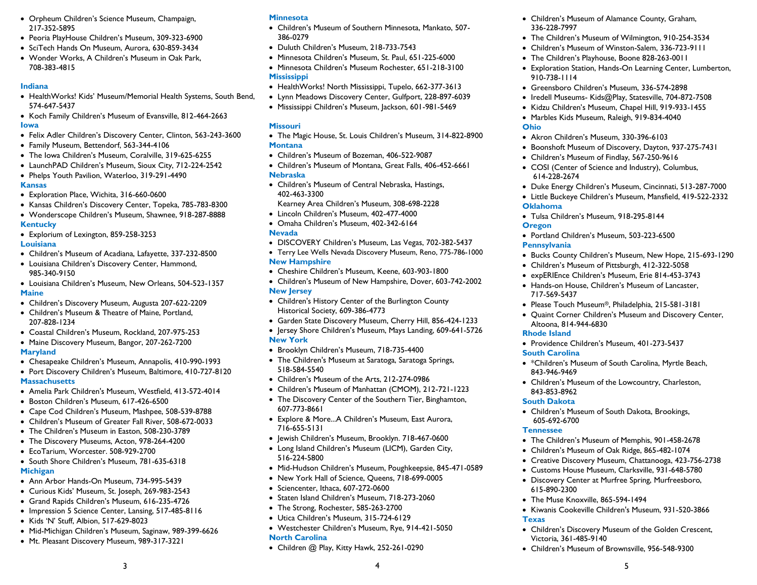- Orpheum Children's Science Museum, Champaign, 217-352-5895
- Peoria PlayHouse Children's Museum, 309-323-6900
- SciTech Hands On Museum, Aurora, 630-859-3434
- Wonder Works, A Children's Museum in Oak Park, 708-383-4815

**Indiana**
- HealthWorks! Kids' Museum/Memorial Health Systems, South Bend, 574-647-5437
- Koch Family Children's Museum of Evansville, 812-464-2663

**Iowa**
- Felix Adler Children's Discovery Center, Clinton, 563-243-3600
- Family Museum, Bettendorf, 563-344-4106
- The Iowa Children's Museum, Coralville, 319-625-6255
- LaunchPAD Children's Museum, Sioux City, 712-224-2542
- Phelps Youth Pavilion, Waterloo, 319-291-4490

**Kansas**
- Exploration Place, Wichita, 316-660-0600
- Kansas Children's Discovery Center, Topeka, 785-783-8300
- Wonderscope Children's Museum, Shawnee, 918-287-8888

**Kentucky**
- Explorium of Lexington, 859-258-3253

**Louisiana**
- Children's Museum of Acadiana, Lafayette, 337-232-8500
- Louisiana Children's Discovery Center, Hammond, 985-340-9150
- Louisiana Children's Museum, New Orleans, 504-523-1357

**Maine**
- Children's Discovery Museum, Augusta 207-622-2209
- Children's Museum & Theatre of Maine, Portland, 207-828-1234
- Coastal Children's Museum, Rockland, 207-975-253
- Maine Discovery Museum, Bangor, 207-262-7200

**Maryland**
- Chesapeake Children's Museum, Annapolis, 410-990-1993
- Port Discovery Children's Museum, Baltimore, 410-727-8120

**Massachusetts**
- Amelia Park Children's Museum, Westfield, 413-572-4014
- Boston Children's Museum, 617-426-6500
- Cape Cod Children's Museum, Mashpee, 508-539-8788
- Children's Museum of Greater Fall River, 508-672-0033
- The Children's Museum in Easton, 508-230-3789
- The Discovery Museums, Acton, 978-264-4200
- EcoTarium, Worcester. 508-929-2700
- South Shore Children's Museum, 781-635-6318

**Michigan**
- Ann Arbor Hands-On Museum, 734-995-5439
- Curious Kids' Museum, St. Joseph, 269-983-2543
- Grand Rapids Children's Museum, 616-235-4726
- Impression 5 Science Center, Lansing, 517-485-8116
- Kids 'N' Stuff, Albion, 517-629-8023
- Mid-Michigan Children's Museum, Saginaw, 989-399-6626
- Mt. Pleasant Discovery Museum, 989-317-3221

**Minnesota**
- Children's Museum of Southern Minnesota, Mankato, 507-386-0279
- Duluth Children's Museum, 218-733-7543
- Minnesota Children's Museum, St. Paul, 651-225-6000
- Minnesota Children's Museum Rochester, 651-218-3100

**Mississippi**
- HealthWorks! North Mississippi, Tupelo, 662-377-3613
- Lynn Meadows Discovery Center, Gulfport, 228-897-6039
- Mississippi Children's Museum, Jackson, 601-981-5469

**Missouri**
- The Magic House, St. Louis Children's Museum, 314-822-8900

**Montana**
- Children's Museum of Bozeman, 406-522-9087
- Children's Museum of Montana, Great Falls, 406-452-6661

**Nebraska**
- Children's Museum of Central Nebraska, Hastings, 402-463-3300
  Kearney Area Children's Museum, 308-698-2228
- Lincoln Children's Museum, 402-477-4000
- Omaha Children's Museum, 402-342-6164

**Nevada**
- DISCOVERY Children's Museum, Las Vegas, 702-382-5437
- Terry Lee Wells Nevada Discovery Museum, Reno, 775-786-1000

**New Hampshire**
- Cheshire Children's Museum, Keene, 603-903-1800
- Children's Museum of New Hampshire, Dover, 603-742-2002

**New Jersey**
- Children's History Center of the Burlington County Historical Society, 609-386-4773
- Garden State Discovery Museum, Cherry Hill, 856-424-1233
- Jersey Shore Children's Museum, Mays Landing, 609-641-5726

**New York**
- Brooklyn Children's Museum, 718-735-4400
- The Children's Museum at Saratoga, Saratoga Springs, 518-584-5540
- Children's Museum of the Arts, 212-274-0986
- Children's Museum of Manhattan (CMOM), 212-721-1223
- The Discovery Center of the Southern Tier, Binghamton, 607-773-8661
- Explore & More...A Children's Museum, East Aurora, 716-655-5131
- Jewish Children's Museum, Brooklyn. 718-467-0600
- Long Island Children's Museum (LICM), Garden City, 516-224-5800
- Mid-Hudson Children's Museum, Poughkeepsie, 845-471-0589
- New York Hall of Science, Queens, 718-699-0005
- Sciencenter, Ithaca, 607-272-0600
- Staten Island Children's Museum, 718-273-2060
- The Strong, Rochester, 585-263-2700
- Utica Children's Museum, 315-724-6129
- Westchester Children's Museum, Rye, 914-421-5050

**North Carolina**
- Children @ Play, Kitty Hawk, 252-261-0290
- Children's Museum of Alamance County, Graham, 336-228-7997
- The Children's Museum of Wilmington, 910-254-3534
- Children's Museum of Winston-Salem, 336-723-9111
- The Children's Playhouse, Boone 828-263-0011
- Exploration Station, Hands-On Learning Center, Lumberton, 910-738-1114
- Greensboro Children's Museum, 336-574-2898
- Iredell Museums- Kids@Play, Statesville, 704-872-7508
- Kidzu Children's Museum, Chapel Hill, 919-933-1455
- Marbles Kids Museum, Raleigh, 919-834-4040

**Ohio**
- Akron Children's Museum, 330-396-6103
- Boonshoft Museum of Discovery, Dayton, 937-275-7431
- Children's Museum of Findlay, 567-250-9616
- COSI (Center of Science and Industry), Columbus, 614-228-2674
- Duke Energy Children's Museum, Cincinnati, 513-287-7000
- Little Buckeye Children's Museum, Mansfield, 419-522-2332

**Oklahoma**
- Tulsa Children's Museum, 918-295-8144

**Oregon**
- Portland Children's Museum, 503-223-6500

**Pennsylvania**
- Bucks County Children's Museum, New Hope, 215-693-1290
- Children's Museum of Pittsburgh, 412-322-5058
- expERIEnce Children's Museum, Erie 814-453-3743
- Hands-on House, Children's Museum of Lancaster, 717-569-5437
- Please Touch Museum®, Philadelphia, 215-581-3181
- Quaint Corner Children's Museum and Discovery Center, Altoona, 814-944-6830

**Rhode Island**
- Providence Children's Museum, 401-273-5437

**South Carolina**
- *Children's Museum of South Carolina, Myrtle Beach, 843-946-9469
- Children's Museum of the Lowcountry, Charleston, 843-853-8962

**South Dakota**
- Children's Museum of South Dakota, Brookings, 605-692-6700

**Tennessee**
- The Children's Museum of Memphis, 901-458-2678
- Children's Museum of Oak Ridge, 865-482-1074
- Creative Discovery Museum, Chattanooga, 423-756-2738
- Customs House Museum, Clarksville, 931-648-5780
- Discovery Center at Murfree Spring, Murfreesboro, 615-890-2300
- The Muse Knoxville, 865-594-1494
- Kiwanis Cookeville Children's Museum, 931-520-3866

**Texas**
- Children's Discovery Museum of the Golden Crescent, Victoria, 361-485-9140
- Children's Museum of Brownsville, 956-548-9300